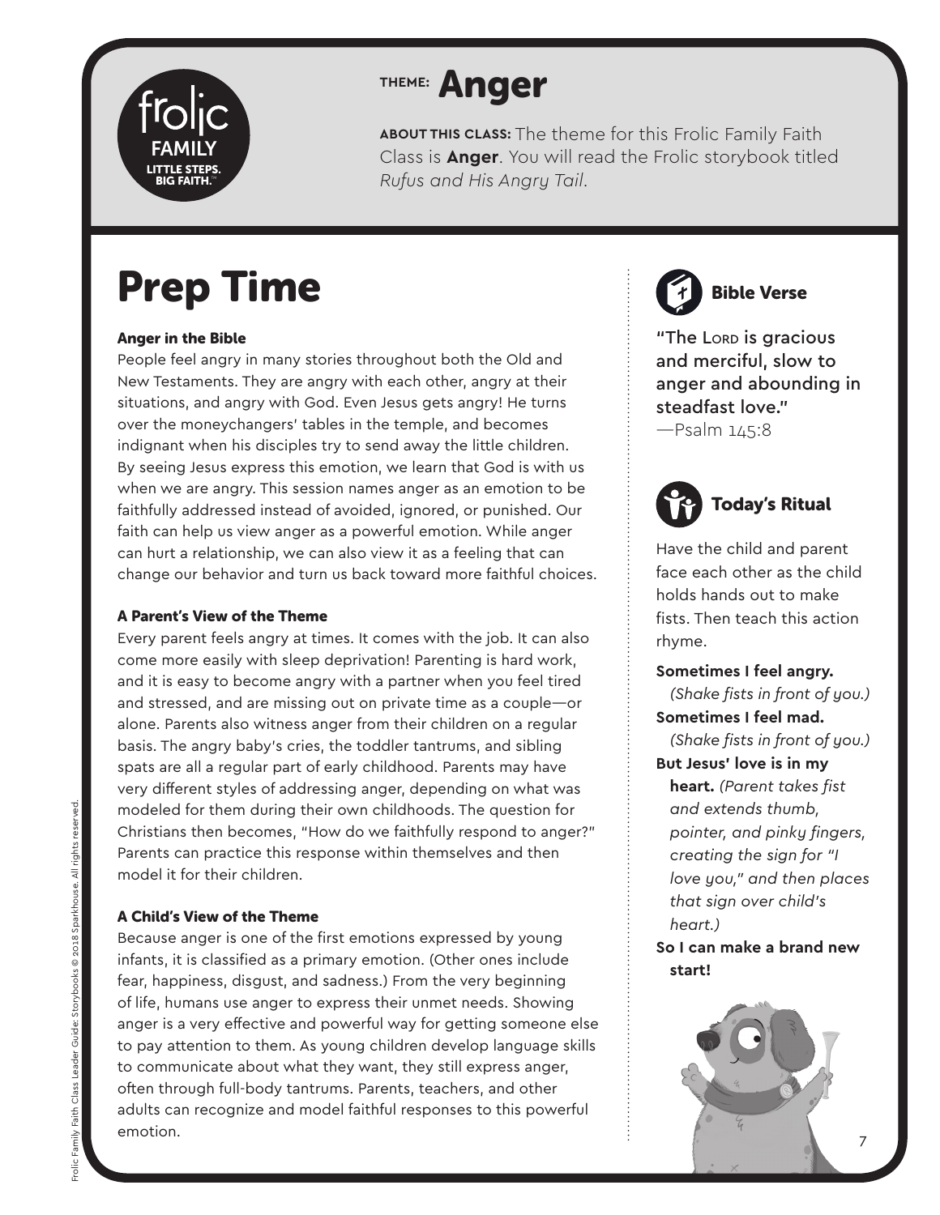# THEME: Anger

**ABOUT THIS CLASS:** The theme for this Frolic Family Faith Class is **Anger**. You will read the Frolic storybook titled *Rufus and His Angry Tail*.

# Prep Time

### Anger in the Bible

People feel angry in many stories throughout both the Old and New Testaments. They are angry with each other, angry at their situations, and angry with God. Even Jesus gets angry! He turns over the moneychangers' tables in the temple, and becomes indignant when his disciples try to send away the little children. By seeing Jesus express this emotion, we learn that God is with us when we are angry. This session names anger as an emotion to be faithfully addressed instead of avoided, ignored, or punished. Our faith can help us view anger as a powerful emotion. While anger can hurt a relationship, we can also view it as a feeling that can change our behavior and turn us back toward more faithful choices.

### A Parent's View of the Theme

Every parent feels angry at times. It comes with the job. It can also come more easily with sleep deprivation! Parenting is hard work, and it is easy to become angry with a partner when you feel tired and stressed, and are missing out on private time as a couple—or alone. Parents also witness anger from their children on a regular basis. The angry baby's cries, the toddler tantrums, and sibling spats are all a regular part of early childhood. Parents may have very different styles of addressing anger, depending on what was modeled for them during their own childhoods. The question for Christians then becomes, "How do we faithfully respond to anger?" Parents can practice this response within themselves and then model it for their children.

### A Child's View of the Theme

Because anger is one of the first emotions expressed by young infants, it is classified as a primary emotion. (Other ones include fear, happiness, disgust, and sadness.) From the very beginning of life, humans use anger to express their unmet needs. Showing anger is a very effective and powerful way for getting someone else to pay attention to them. As young children develop language skills to communicate about what they want, they still express anger, often through full-body tantrums. Parents, teachers, and other adults can recognize and model faithful responses to this powerful emotion.

## Bible Verse

"The Lord is gracious and merciful, slow to anger and abounding in steadfast love."
—Psalm 145:8

## Today's Ritual

Have the child and parent face each other as the child holds hands out to make fists. Then teach this action rhyme.

**Sometimes I feel angry.**
*(Shake fists in front of you.)*
**Sometimes I feel mad.**
*(Shake fists in front of you.)*
**But Jesus' love is in my heart.** *(Parent takes fist and extends thumb, pointer, and pinky fingers, creating the sign for "I love you," and then places that sign over child's heart.)*
**So I can make a brand new start!**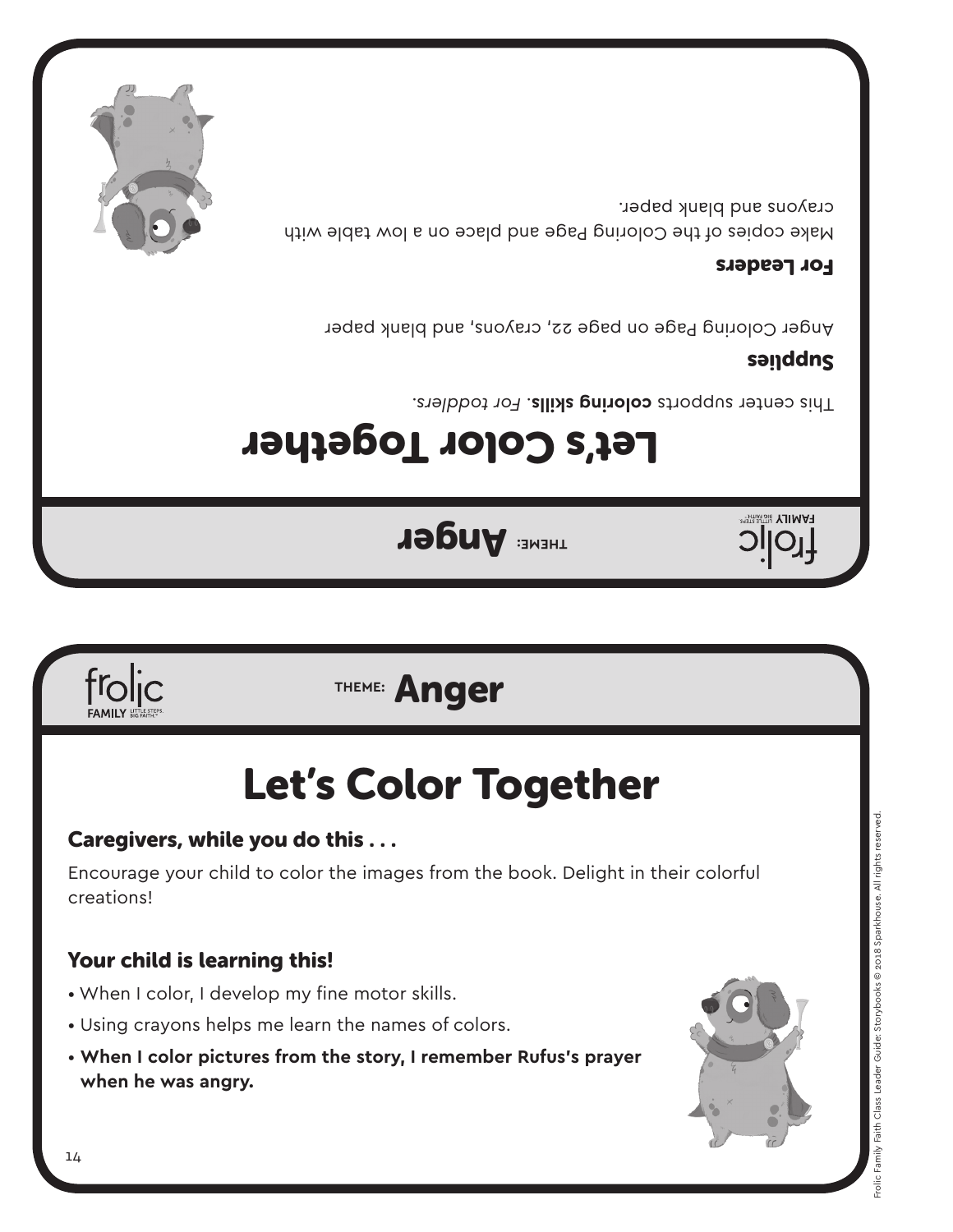frolic FAMILY LITTLE STEPS. BIG FAITH.

THEME: **Anger**

# Let's Color Together

This center supports **coloring skills**. *For toddlers.*

**Supplies**

Anger Coloring Page on page 22, crayons, and blank paper

**For Leaders**

Make copies of the Coloring Page and place on a low table with crayons and blank paper.

frolic FAMILY LITTLE STEPS. BIG FAITH.

THEME: **Anger**

# Let's Color Together

## Caregivers, while you do this . . .

Encourage your child to color the images from the book. Delight in their colorful creations!

## Your child is learning this!

- When I color, I develop my fine motor skills.
- Using crayons helps me learn the names of colors.
- **When I color pictures from the story, I remember Rufus's prayer when he was angry.**

Frolic Family Faith Class Leader Guide: Storybooks © 2018 Sparkhouse. All rights reserved.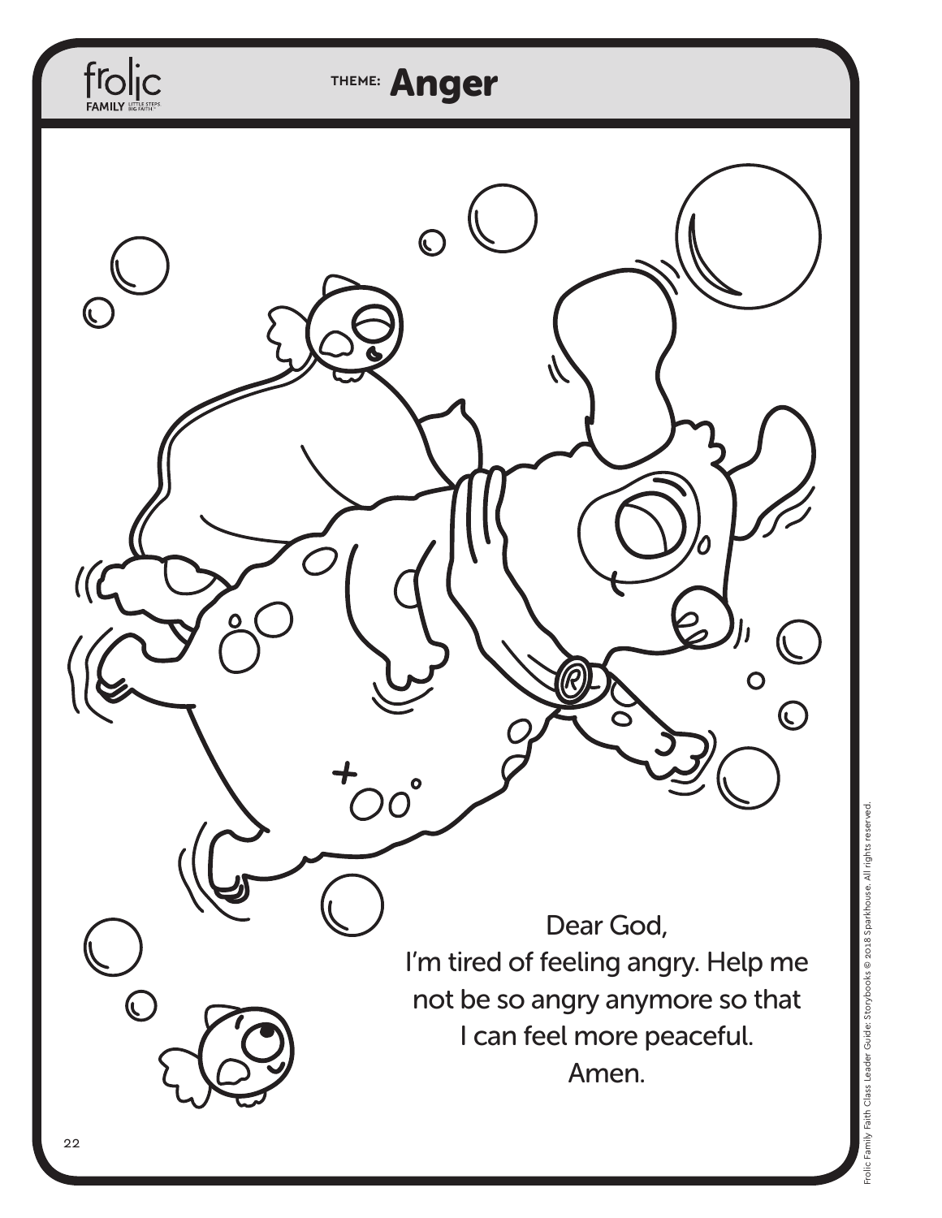**THEME: Anger**

Dear God,
I'm tired of feeling angry. Help me
not be so angry anymore so that
I can feel more peaceful.
Amen.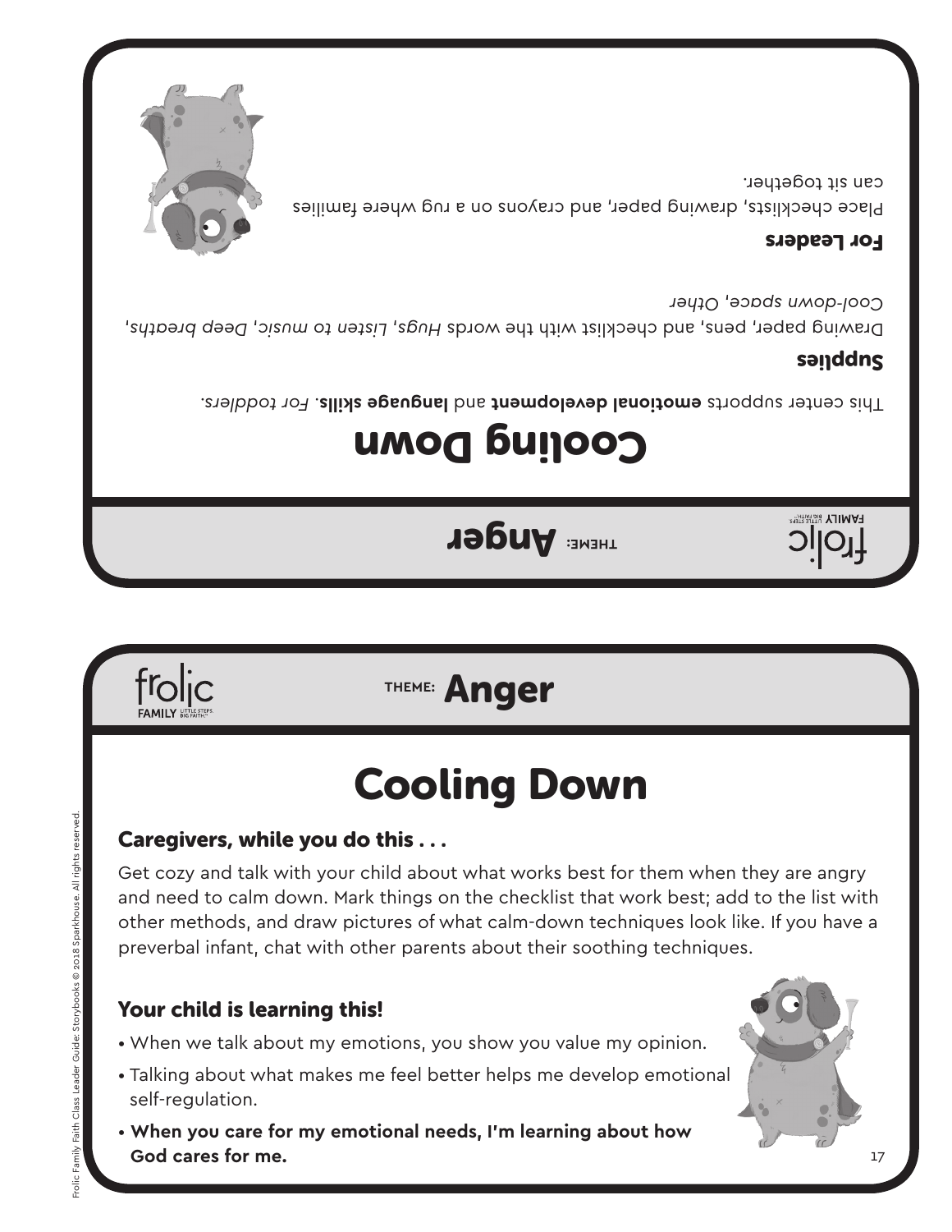THEME: **Anger**

# Cooling Down

This center supports **emotional development** and **language skills**. *For toddlers.*

## Supplies

Drawing paper, pens, and checklist with the words *Hugs*, *Listen to music*, *Deep breaths*, *Cool-down space*, *Other*

## For Leaders

Place checklists, drawing paper, and crayons on a rug where families can sit together.

---

THEME: **Anger**

# Cooling Down

## Caregivers, while you do this . . .

Get cozy and talk with your child about what works best for them when they are angry and need to calm down. Mark things on the checklist that work best; add to the list with other methods, and draw pictures of what calm-down techniques look like. If you have a preverbal infant, chat with other parents about their soothing techniques.

## Your child is learning this!

- When we talk about my emotions, you show you value my opinion.
- Talking about what makes me feel better helps me develop emotional self-regulation.
- **When you care for my emotional needs, I'm learning about how God cares for me.**

Frolic Family Faith Class Leader Guide: Storybooks © 2018 Sparkhouse. All rights reserved.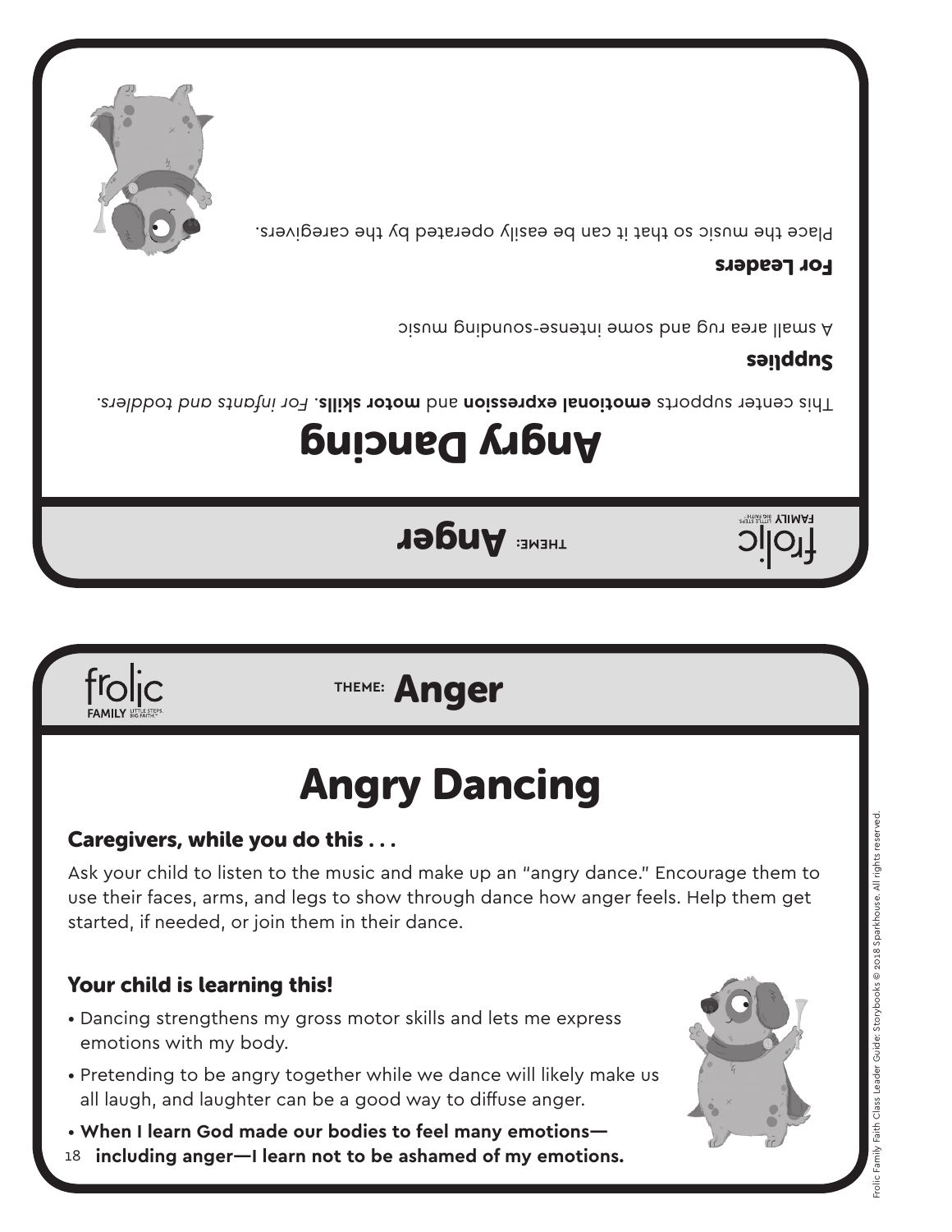frolic FAMILY LITTLE STEPS. BIG FAITH.

THEME: **Anger**

# Angry Dancing

This center supports **emotional expression** and **motor skills**. *For infants and toddlers.*

## Supplies

A small area rug and some intense-sounding music

## For Leaders

Place the music so that it can be easily operated by the caregivers.

frolic FAMILY LITTLE STEPS. BIG FAITH.

THEME: **Anger**

# Angry Dancing

## Caregivers, while you do this . . .

Ask your child to listen to the music and make up an "angry dance." Encourage them to use their faces, arms, and legs to show through dance how anger feels. Help them get started, if needed, or join them in their dance.

## Your child is learning this!

- Dancing strengthens my gross motor skills and lets me express emotions with my body.
- Pretending to be angry together while we dance will likely make us all laugh, and laughter can be a good way to diffuse anger.
- **When I learn God made our bodies to feel many emotions—including anger—I learn not to be ashamed of my emotions.**

Frolic Family Faith Class Leader Guide: Storybooks © 2018 Sparkhouse. All rights reserved.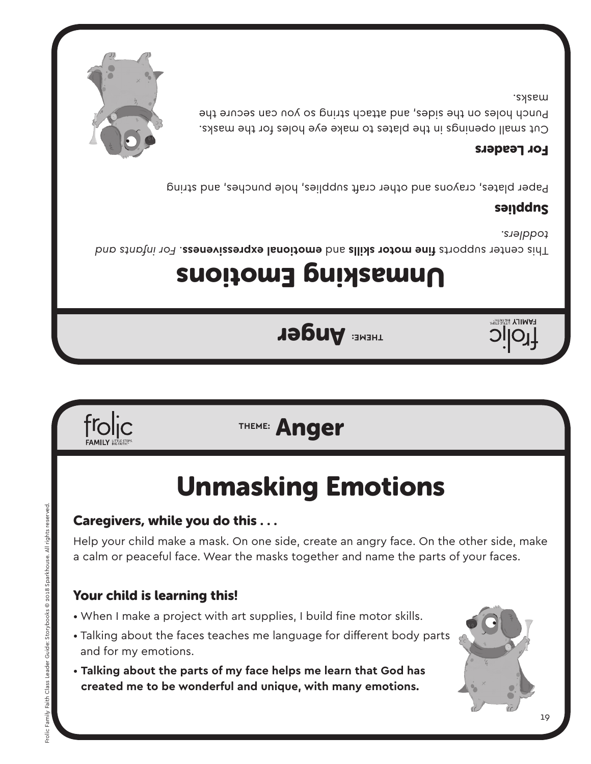THEME: **Anger**

# Unmasking Emotions

This center supports **fine motor skills** and **emotional expressiveness**. *For infants and toddlers.*

## Supplies

Paper plates, crayons and other craft supplies, hole punches, and string

## For Leaders

Cut small openings in the plates to make eye holes for the masks. Punch holes on the sides, and attach string so you can secure the masks.

THEME: **Anger**

# Unmasking Emotions

## Caregivers, while you do this . . .

Help your child make a mask. On one side, create an angry face. On the other side, make a calm or peaceful face. Wear the masks together and name the parts of your faces.

## Your child is learning this!

- When I make a project with art supplies, I build fine motor skills.
- Talking about the faces teaches me language for different body parts and for my emotions.
- **Talking about the parts of my face helps me learn that God has created me to be wonderful and unique, with many emotions.**

Frolic Family Faith Class Leader Guide: Storybooks © 2018 Sparkhouse. All rights reserved.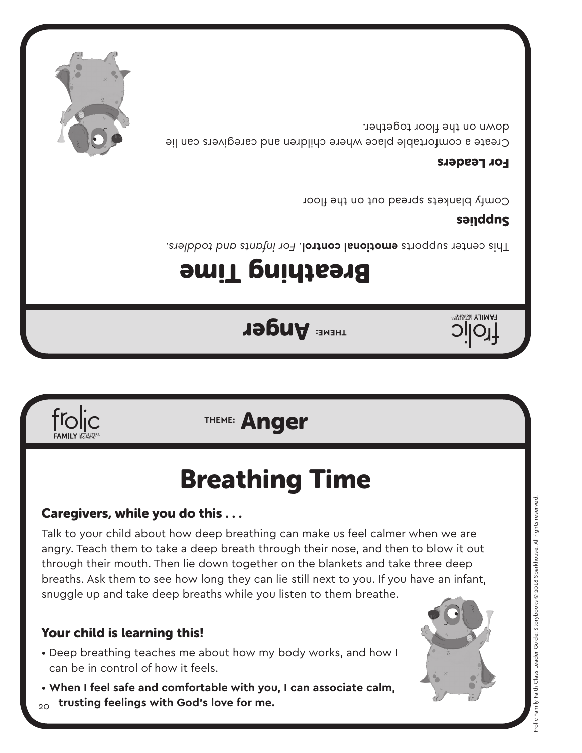THEME: **Anger**

# Breathing Time

This center supports **emotional control**. *For infants and toddlers.*

## Supplies

Comfy blankets spread out on the floor

## For Leaders

Create a comfortable place where children and caregivers can lie down on the floor together.

THEME: **Anger**

# Breathing Time

## Caregivers, while you do this . . .

Talk to your child about how deep breathing can make us feel calmer when we are angry. Teach them to take a deep breath through their nose, and then to blow it out through their mouth. Then lie down together on the blankets and take three deep breaths. Ask them to see how long they can lie still next to you. If you have an infant, snuggle up and take deep breaths while you listen to them breathe.

## Your child is learning this!

- Deep breathing teaches me about how my body works, and how I can be in control of how it feels.
- **When I feel safe and comfortable with you, I can associate calm, trusting feelings with God's love for me.**

Frolic Family Faith Class Leader Guide: Storybooks © 2018 Sparkhouse. All rights reserved.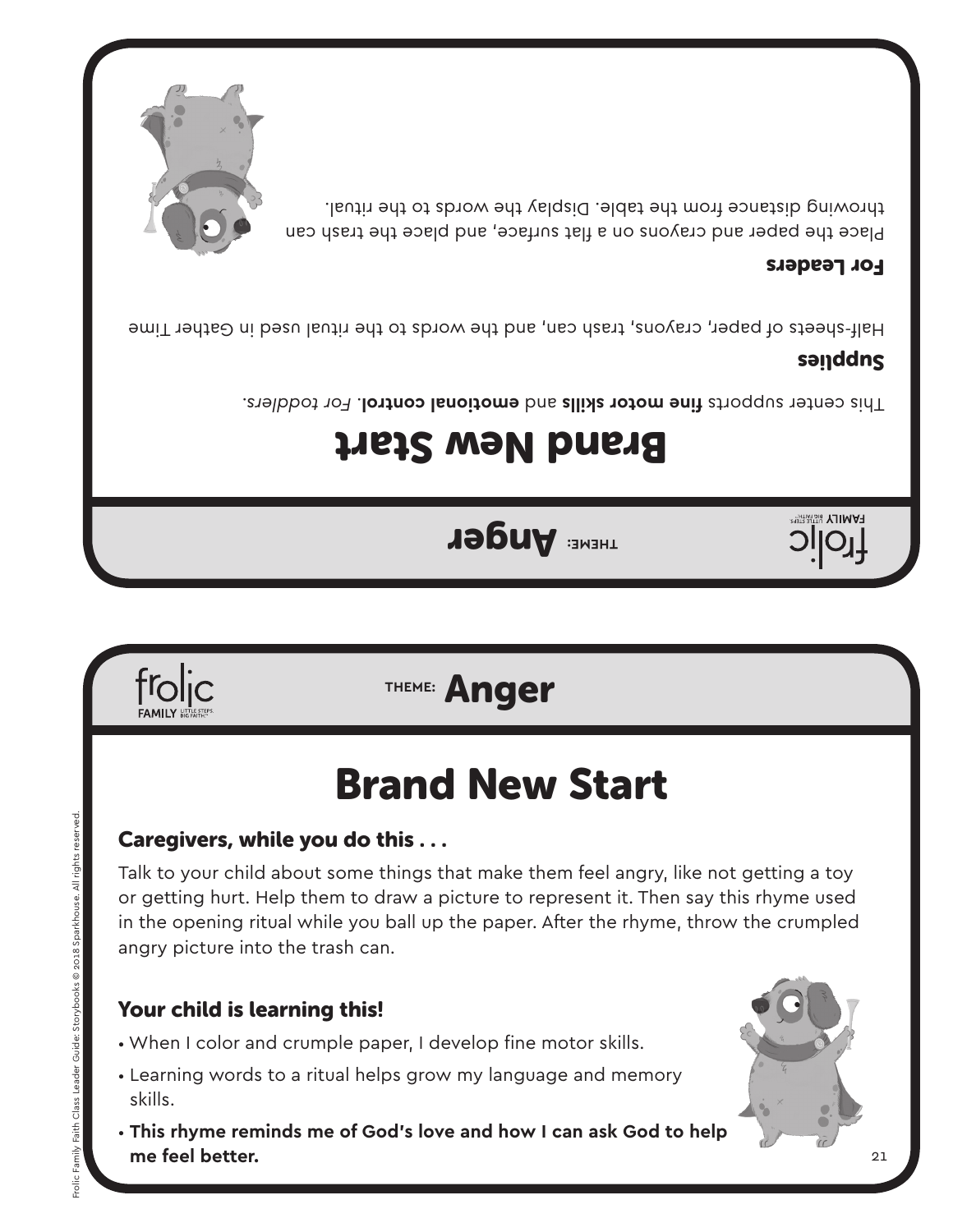frolic FAMILY LITTLE STEPS. BIG FAITH.

THEME: **Anger**

# Brand New Start

This center supports **fine motor skills** and **emotional control**. *For toddlers.*

## Supplies

Half-sheets of paper, crayons, trash can, and the words to the ritual used in Gather Time

## For Leaders

Place the paper and crayons on a flat surface, and place the trash can throwing distance from the table. Display the words to the ritual.

frolic FAMILY LITTLE STEPS. BIG FAITH.

THEME: **Anger**

# Brand New Start

## Caregivers, while you do this . . .

Talk to your child about some things that make them feel angry, like not getting a toy or getting hurt. Help them to draw a picture to represent it. Then say this rhyme used in the opening ritual while you ball up the paper. After the rhyme, throw the crumpled angry picture into the trash can.

## Your child is learning this!

- When I color and crumple paper, I develop fine motor skills.
- Learning words to a ritual helps grow my language and memory skills.
- **This rhyme reminds me of God's love and how I can ask God to help me feel better.**

Frolic Family Faith Class Leader Guide: Storybooks © 2018 Sparkhouse. All rights reserved.